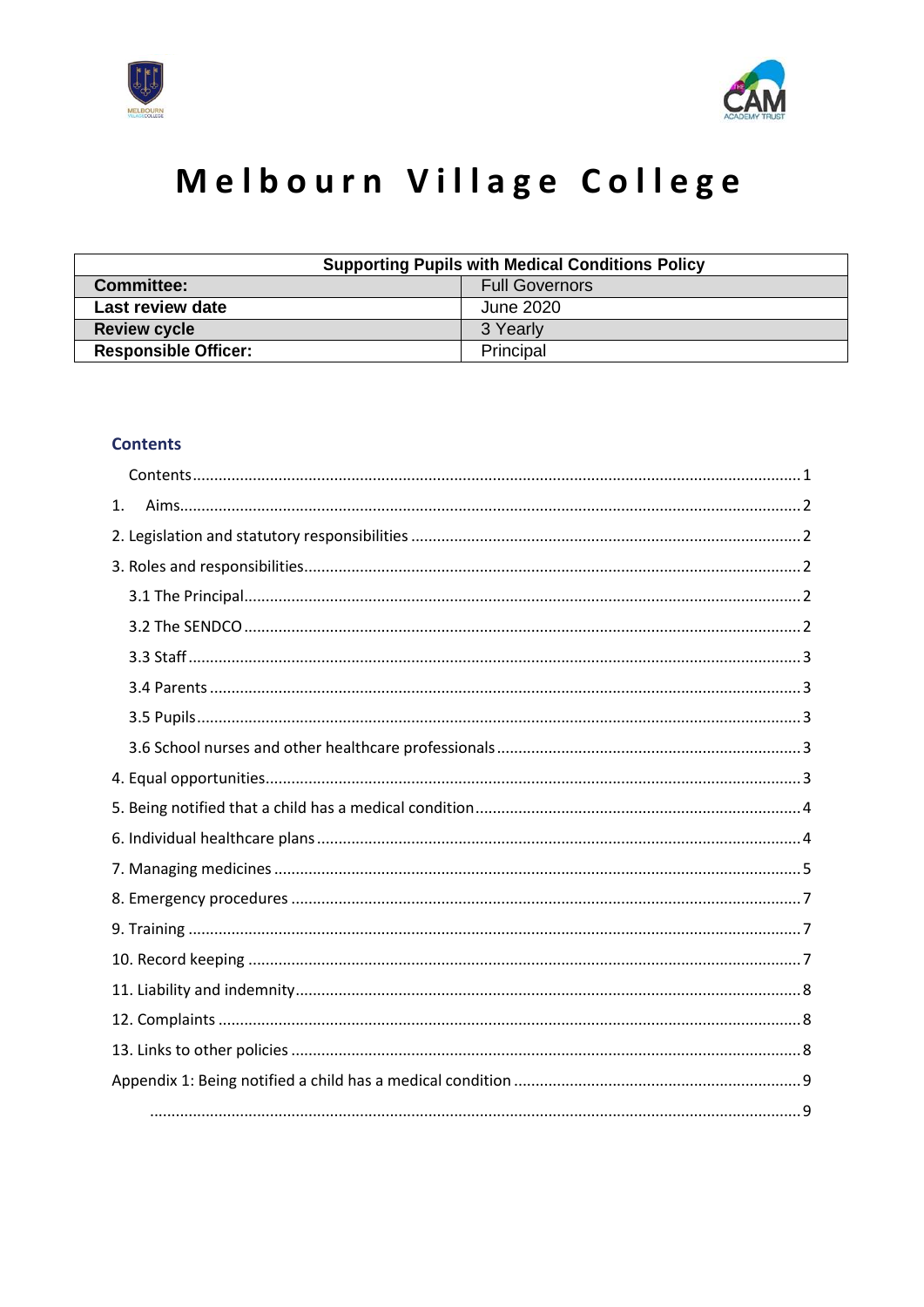# Melbourn Village College

| Supporting Pupils with Medical Conditions Policy | |
|---|---|
| **Committee:** | Full Governors |
| **Last review date** | June 2020 |
| **Review cycle** | 3 Yearly |
| **Responsible Officer:** | Principal |

## Contents

Contents ........ 1

1. Aims ........ 2

2. Legislation and statutory responsibilities ........ 2

3. Roles and responsibilities ........ 2

   3.1 The Principal ........ 2

   3.2 The SENDCO ........ 2

   3.3 Staff ........ 3

   3.4 Parents ........ 3

   3.5 Pupils ........ 3

   3.6 School nurses and other healthcare professionals ........ 3

4. Equal opportunities ........ 3

5. Being notified that a child has a medical condition ........ 4

6. Individual healthcare plans ........ 4

7. Managing medicines ........ 5

8. Emergency procedures ........ 7

9. Training ........ 7

10. Record keeping ........ 7

11. Liability and indemnity ........ 8

12. Complaints ........ 8

13. Links to other policies ........ 8

Appendix 1: Being notified a child has a medical condition ........ 9

........ 9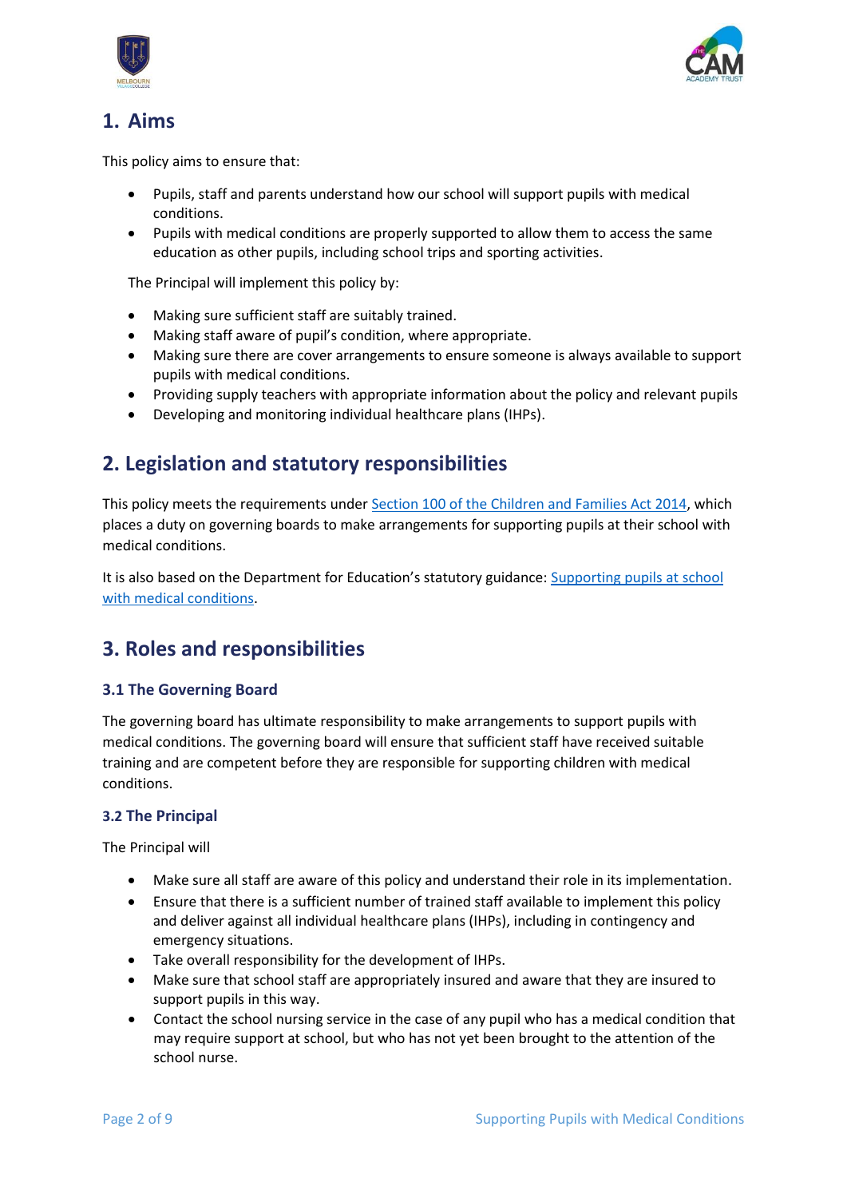## 1. Aims

This policy aims to ensure that:

- Pupils, staff and parents understand how our school will support pupils with medical conditions.
- Pupils with medical conditions are properly supported to allow them to access the same education as other pupils, including school trips and sporting activities.

The Principal will implement this policy by:

- Making sure sufficient staff are suitably trained.
- Making staff aware of pupil's condition, where appropriate.
- Making sure there are cover arrangements to ensure someone is always available to support pupils with medical conditions.
- Providing supply teachers with appropriate information about the policy and relevant pupils
- Developing and monitoring individual healthcare plans (IHPs).

## 2. Legislation and statutory responsibilities

This policy meets the requirements under [Section 100 of the Children and Families Act 2014](), which places a duty on governing boards to make arrangements for supporting pupils at their school with medical conditions.

It is also based on the Department for Education's statutory guidance: [Supporting pupils at school with medical conditions]().

## 3. Roles and responsibilities

### 3.1 The Governing Board

The governing board has ultimate responsibility to make arrangements to support pupils with medical conditions. The governing board will ensure that sufficient staff have received suitable training and are competent before they are responsible for supporting children with medical conditions.

### 3.2 The Principal

The Principal will

- Make sure all staff are aware of this policy and understand their role in its implementation.
- Ensure that there is a sufficient number of trained staff available to implement this policy and deliver against all individual healthcare plans (IHPs), including in contingency and emergency situations.
- Take overall responsibility for the development of IHPs.
- Make sure that school staff are appropriately insured and aware that they are insured to support pupils in this way.
- Contact the school nursing service in the case of any pupil who has a medical condition that may require support at school, but who has not yet been brought to the attention of the school nurse.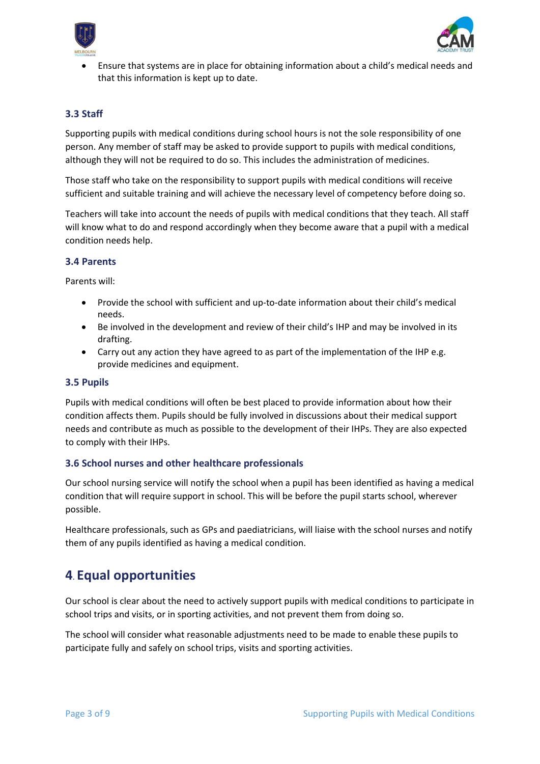- Ensure that systems are in place for obtaining information about a child's medical needs and that this information is kept up to date.

### 3.3 Staff

Supporting pupils with medical conditions during school hours is not the sole responsibility of one person. Any member of staff may be asked to provide support to pupils with medical conditions, although they will not be required to do so. This includes the administration of medicines.

Those staff who take on the responsibility to support pupils with medical conditions will receive sufficient and suitable training and will achieve the necessary level of competency before doing so.

Teachers will take into account the needs of pupils with medical conditions that they teach. All staff will know what to do and respond accordingly when they become aware that a pupil with a medical condition needs help.

### 3.4 Parents

Parents will:

- Provide the school with sufficient and up-to-date information about their child's medical needs.
- Be involved in the development and review of their child's IHP and may be involved in its drafting.
- Carry out any action they have agreed to as part of the implementation of the IHP e.g. provide medicines and equipment.

### 3.5 Pupils

Pupils with medical conditions will often be best placed to provide information about how their condition affects them. Pupils should be fully involved in discussions about their medical support needs and contribute as much as possible to the development of their IHPs. They are also expected to comply with their IHPs.

### 3.6 School nurses and other healthcare professionals

Our school nursing service will notify the school when a pupil has been identified as having a medical condition that will require support in school. This will be before the pupil starts school, wherever possible.

Healthcare professionals, such as GPs and paediatricians, will liaise with the school nurses and notify them of any pupils identified as having a medical condition.

## 4. Equal opportunities

Our school is clear about the need to actively support pupils with medical conditions to participate in school trips and visits, or in sporting activities, and not prevent them from doing so.

The school will consider what reasonable adjustments need to be made to enable these pupils to participate fully and safely on school trips, visits and sporting activities.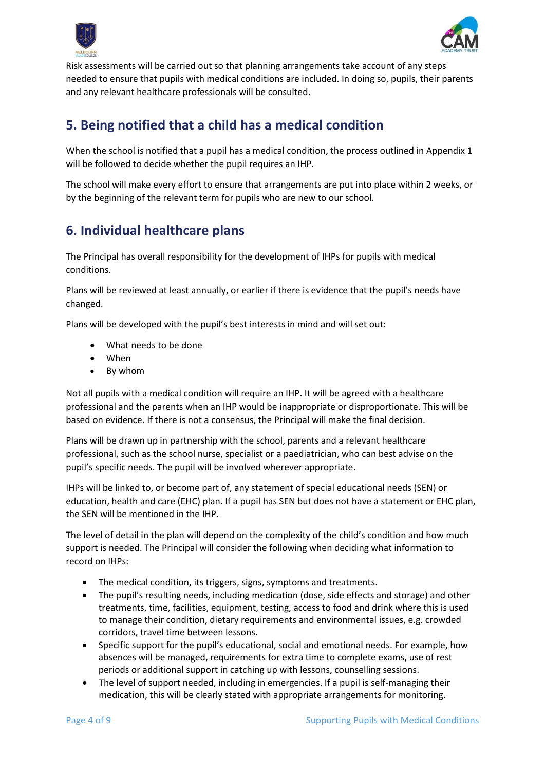Risk assessments will be carried out so that planning arrangements take account of any steps needed to ensure that pupils with medical conditions are included. In doing so, pupils, their parents and any relevant healthcare professionals will be consulted.

## 5. Being notified that a child has a medical condition

When the school is notified that a pupil has a medical condition, the process outlined in Appendix 1 will be followed to decide whether the pupil requires an IHP.

The school will make every effort to ensure that arrangements are put into place within 2 weeks, or by the beginning of the relevant term for pupils who are new to our school.

## 6. Individual healthcare plans

The Principal has overall responsibility for the development of IHPs for pupils with medical conditions.

Plans will be reviewed at least annually, or earlier if there is evidence that the pupil's needs have changed.

Plans will be developed with the pupil's best interests in mind and will set out:

- What needs to be done
- When
- By whom

Not all pupils with a medical condition will require an IHP. It will be agreed with a healthcare professional and the parents when an IHP would be inappropriate or disproportionate. This will be based on evidence. If there is not a consensus, the Principal will make the final decision.

Plans will be drawn up in partnership with the school, parents and a relevant healthcare professional, such as the school nurse, specialist or a paediatrician, who can best advise on the pupil's specific needs. The pupil will be involved wherever appropriate.

IHPs will be linked to, or become part of, any statement of special educational needs (SEN) or education, health and care (EHC) plan. If a pupil has SEN but does not have a statement or EHC plan, the SEN will be mentioned in the IHP.

The level of detail in the plan will depend on the complexity of the child's condition and how much support is needed. The Principal will consider the following when deciding what information to record on IHPs:

- The medical condition, its triggers, signs, symptoms and treatments.
- The pupil's resulting needs, including medication (dose, side effects and storage) and other treatments, time, facilities, equipment, testing, access to food and drink where this is used to manage their condition, dietary requirements and environmental issues, e.g. crowded corridors, travel time between lessons.
- Specific support for the pupil's educational, social and emotional needs. For example, how absences will be managed, requirements for extra time to complete exams, use of rest periods or additional support in catching up with lessons, counselling sessions.
- The level of support needed, including in emergencies. If a pupil is self-managing their medication, this will be clearly stated with appropriate arrangements for monitoring.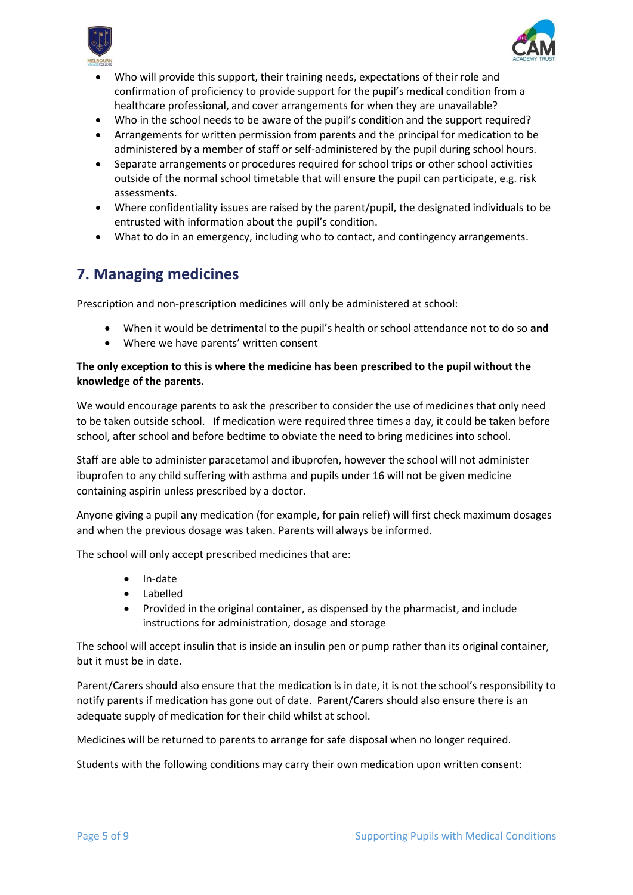- Who will provide this support, their training needs, expectations of their role and confirmation of proficiency to provide support for the pupil's medical condition from a healthcare professional, and cover arrangements for when they are unavailable?
- Who in the school needs to be aware of the pupil's condition and the support required?
- Arrangements for written permission from parents and the principal for medication to be administered by a member of staff or self-administered by the pupil during school hours.
- Separate arrangements or procedures required for school trips or other school activities outside of the normal school timetable that will ensure the pupil can participate, e.g. risk assessments.
- Where confidentiality issues are raised by the parent/pupil, the designated individuals to be entrusted with information about the pupil's condition.
- What to do in an emergency, including who to contact, and contingency arrangements.

## 7. Managing medicines

Prescription and non-prescription medicines will only be administered at school:

- When it would be detrimental to the pupil's health or school attendance not to do so **and**
- Where we have parents' written consent

**The only exception to this is where the medicine has been prescribed to the pupil without the knowledge of the parents.**

We would encourage parents to ask the prescriber to consider the use of medicines that only need to be taken outside school. If medication were required three times a day, it could be taken before school, after school and before bedtime to obviate the need to bring medicines into school.

Staff are able to administer paracetamol and ibuprofen, however the school will not administer ibuprofen to any child suffering with asthma and pupils under 16 will not be given medicine containing aspirin unless prescribed by a doctor.

Anyone giving a pupil any medication (for example, for pain relief) will first check maximum dosages and when the previous dosage was taken. Parents will always be informed.

The school will only accept prescribed medicines that are:

- In-date
- Labelled
- Provided in the original container, as dispensed by the pharmacist, and include instructions for administration, dosage and storage

The school will accept insulin that is inside an insulin pen or pump rather than its original container, but it must be in date.

Parent/Carers should also ensure that the medication is in date, it is not the school's responsibility to notify parents if medication has gone out of date. Parent/Carers should also ensure there is an adequate supply of medication for their child whilst at school.

Medicines will be returned to parents to arrange for safe disposal when no longer required.

Students with the following conditions may carry their own medication upon written consent: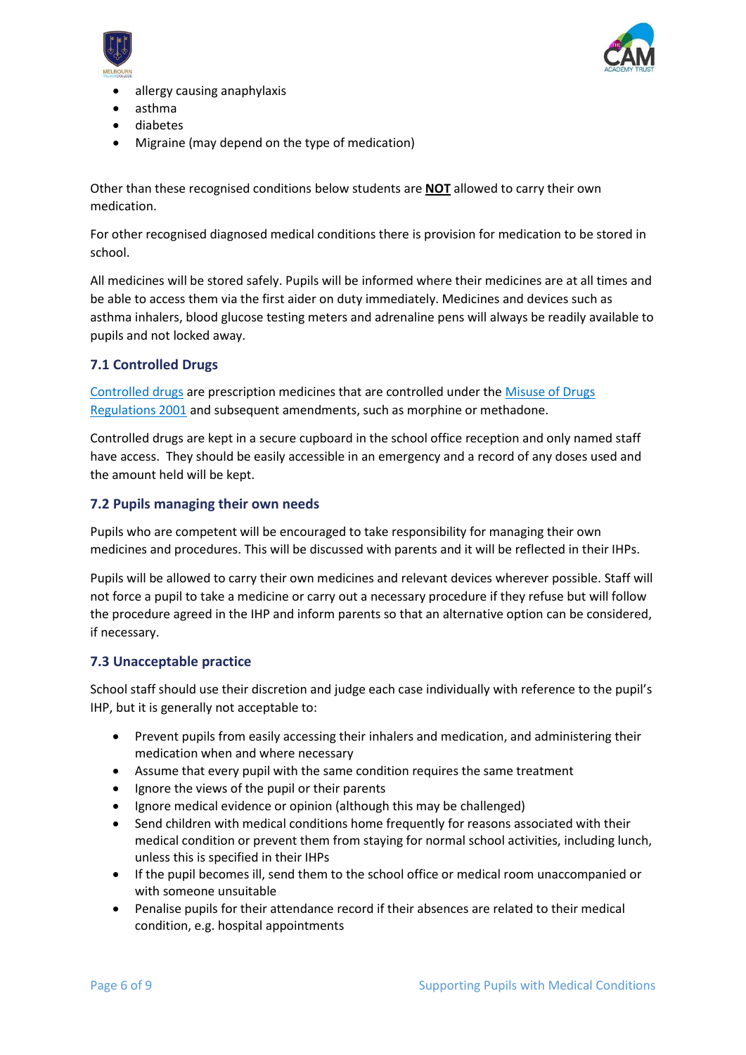- allergy causing anaphylaxis
- asthma
- diabetes
- Migraine (may depend on the type of medication)

Other than these recognised conditions below students are **NOT** allowed to carry their own medication.

For other recognised diagnosed medical conditions there is provision for medication to be stored in school.

All medicines will be stored safely. Pupils will be informed where their medicines are at all times and be able to access them via the first aider on duty immediately. Medicines and devices such as asthma inhalers, blood glucose testing meters and adrenaline pens will always be readily available to pupils and not locked away.

### 7.1 Controlled Drugs

Controlled drugs are prescription medicines that are controlled under the Misuse of Drugs Regulations 2001 and subsequent amendments, such as morphine or methadone.

Controlled drugs are kept in a secure cupboard in the school office reception and only named staff have access. They should be easily accessible in an emergency and a record of any doses used and the amount held will be kept.

### 7.2 Pupils managing their own needs

Pupils who are competent will be encouraged to take responsibility for managing their own medicines and procedures. This will be discussed with parents and it will be reflected in their IHPs.

Pupils will be allowed to carry their own medicines and relevant devices wherever possible. Staff will not force a pupil to take a medicine or carry out a necessary procedure if they refuse but will follow the procedure agreed in the IHP and inform parents so that an alternative option can be considered, if necessary.

### 7.3 Unacceptable practice

School staff should use their discretion and judge each case individually with reference to the pupil's IHP, but it is generally not acceptable to:

- Prevent pupils from easily accessing their inhalers and medication, and administering their medication when and where necessary
- Assume that every pupil with the same condition requires the same treatment
- Ignore the views of the pupil or their parents
- Ignore medical evidence or opinion (although this may be challenged)
- Send children with medical conditions home frequently for reasons associated with their medical condition or prevent them from staying for normal school activities, including lunch, unless this is specified in their IHPs
- If the pupil becomes ill, send them to the school office or medical room unaccompanied or with someone unsuitable
- Penalise pupils for their attendance record if their absences are related to their medical condition, e.g. hospital appointments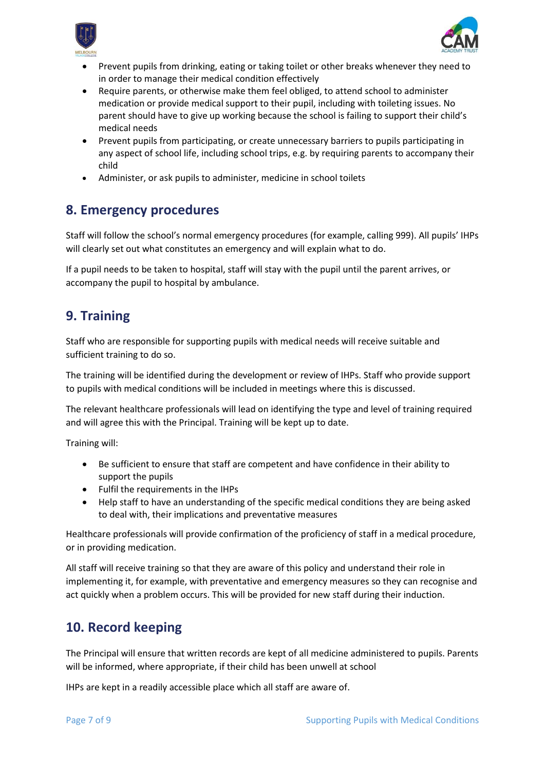- Prevent pupils from drinking, eating or taking toilet or other breaks whenever they need to in order to manage their medical condition effectively
- Require parents, or otherwise make them feel obliged, to attend school to administer medication or provide medical support to their pupil, including with toileting issues. No parent should have to give up working because the school is failing to support their child's medical needs
- Prevent pupils from participating, or create unnecessary barriers to pupils participating in any aspect of school life, including school trips, e.g. by requiring parents to accompany their child
- Administer, or ask pupils to administer, medicine in school toilets

## 8. Emergency procedures

Staff will follow the school's normal emergency procedures (for example, calling 999). All pupils' IHPs will clearly set out what constitutes an emergency and will explain what to do.

If a pupil needs to be taken to hospital, staff will stay with the pupil until the parent arrives, or accompany the pupil to hospital by ambulance.

## 9. Training

Staff who are responsible for supporting pupils with medical needs will receive suitable and sufficient training to do so.

The training will be identified during the development or review of IHPs. Staff who provide support to pupils with medical conditions will be included in meetings where this is discussed.

The relevant healthcare professionals will lead on identifying the type and level of training required and will agree this with the Principal. Training will be kept up to date.

Training will:

- Be sufficient to ensure that staff are competent and have confidence in their ability to support the pupils
- Fulfil the requirements in the IHPs
- Help staff to have an understanding of the specific medical conditions they are being asked to deal with, their implications and preventative measures

Healthcare professionals will provide confirmation of the proficiency of staff in a medical procedure, or in providing medication.

All staff will receive training so that they are aware of this policy and understand their role in implementing it, for example, with preventative and emergency measures so they can recognise and act quickly when a problem occurs. This will be provided for new staff during their induction.

## 10. Record keeping

The Principal will ensure that written records are kept of all medicine administered to pupils. Parents will be informed, where appropriate, if their child has been unwell at school

IHPs are kept in a readily accessible place which all staff are aware of.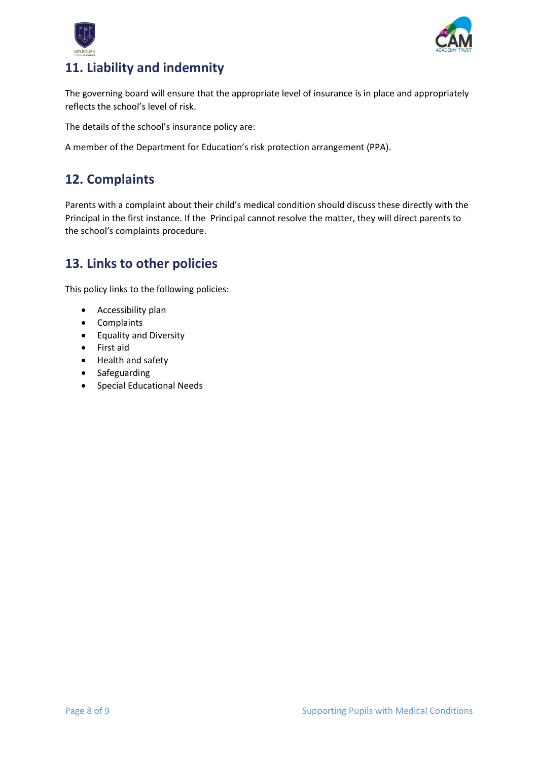## 11. Liability and indemnity

The governing board will ensure that the appropriate level of insurance is in place and appropriately reflects the school's level of risk.

The details of the school's insurance policy are:

A member of the Department for Education's risk protection arrangement (PPA).

## 12. Complaints

Parents with a complaint about their child's medical condition should discuss these directly with the Principal in the first instance. If the Principal cannot resolve the matter, they will direct parents to the school's complaints procedure.

## 13. Links to other policies

This policy links to the following policies:

- Accessibility plan
- Complaints
- Equality and Diversity
- First aid
- Health and safety
- Safeguarding
- Special Educational Needs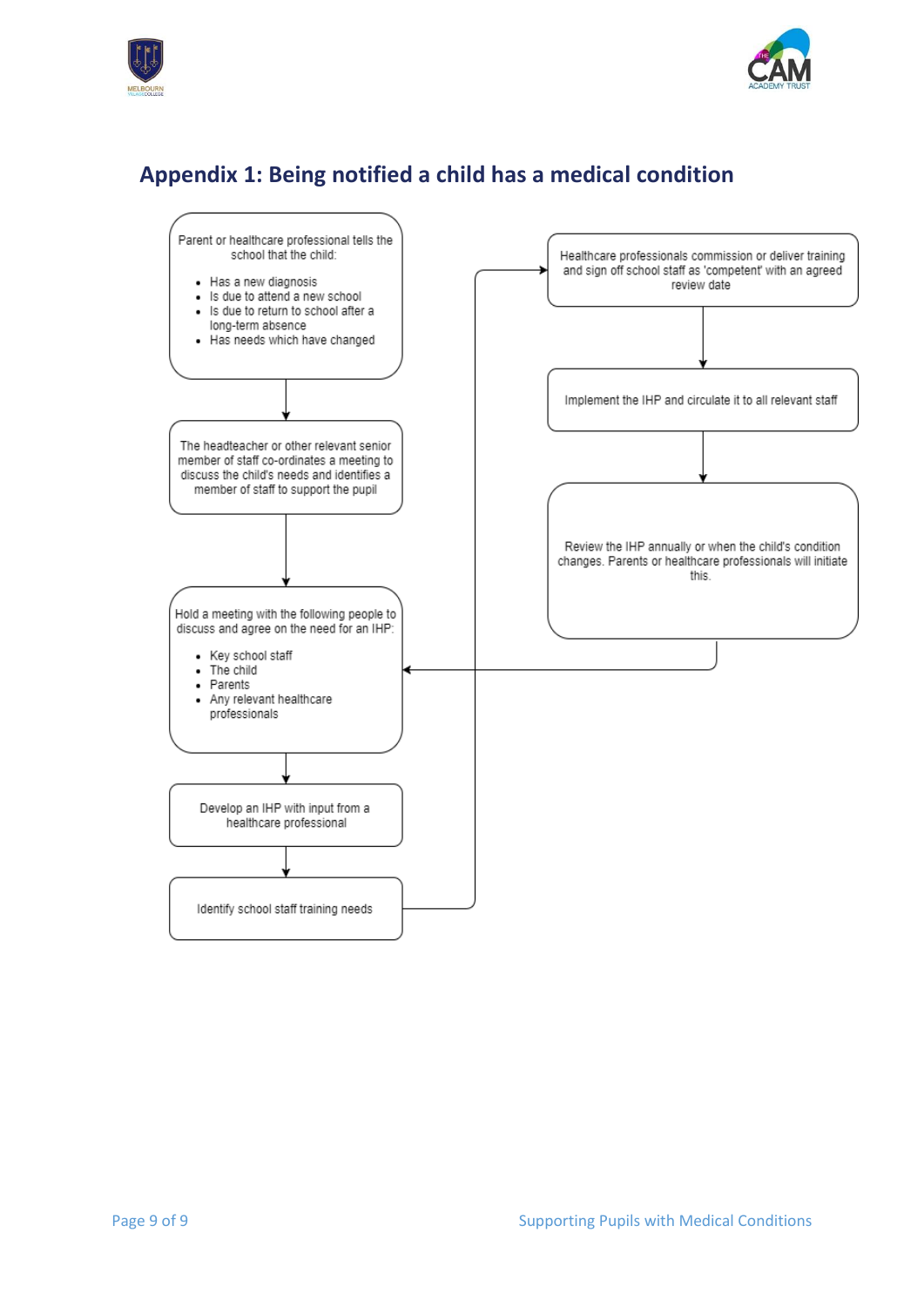## Appendix 1: Being notified a child has a medical condition

Parent or healthcare professional tells the school that the child:

- Has a new diagnosis
- Is due to attend a new school
- Is due to return to school after a long-term absence
- Has needs which have changed

The headteacher or other relevant senior member of staff co-ordinates a meeting to discuss the child's needs and identifies a member of staff to support the pupil

Hold a meeting with the following people to discuss and agree on the need for an IHP:

- Key school staff
- The child
- Parents
- Any relevant healthcare professionals

Develop an IHP with input from a healthcare professional

Identify school staff training needs

Healthcare professionals commission or deliver training and sign off school staff as 'competent' with an agreed review date

Implement the IHP and circulate it to all relevant staff

Review the IHP annually or when the child's condition changes. Parents or healthcare professionals will initiate this.